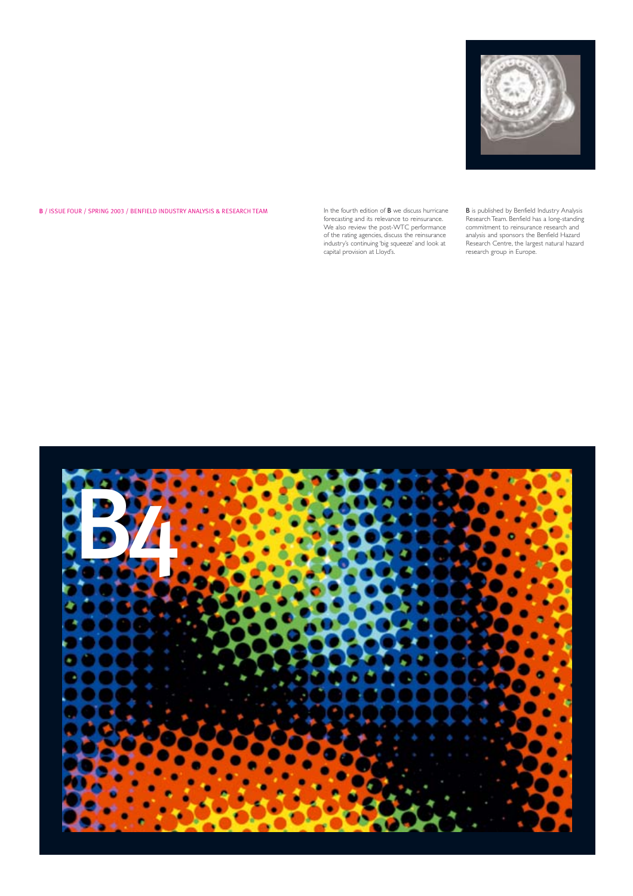B / ISSUE FOUR / SPRING 2003 / BENFIELD INDUSTRY ANALYSIS & RESEARCH TEAM

In the fourth edition of **B** we discuss hurricane forecasting and its relevance to reinsurance. We also review the post-WTC performance of the rating agencies, discuss the reinsurance industry's continuing 'big squeeze' and look at capital provision at Lloyd's.

**B** is published by Benfield Industry Analysis Research Team. Benfield has a long-standing commitment to reinsurance research and analysis and sponsors the Benfield Hazard Research Centre, the largest natural hazard research group in Europe.

# B4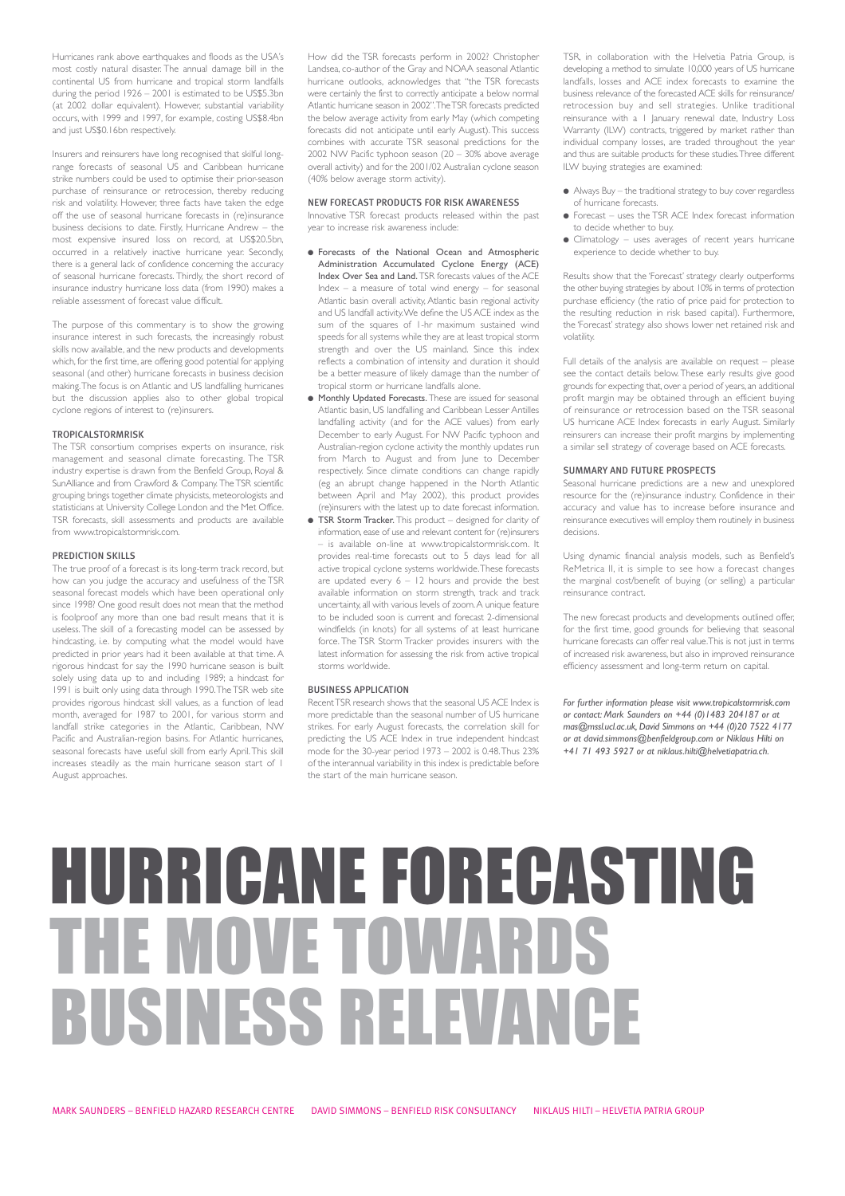# HURRICANE FORECASTING THE MOVE TOWARDS BUSINESS RELEVANCE

MARK SAUNDERS – BENFIELD HAZARD RESEARCH CENTRE DAVID SIMMONS – BENFIELD RISK CONSULTANCY NIKLAUS HILTI – HELVETIA PATRIA GROUP

Hurricanes rank above earthquakes and floods as the USA's most costly natural disaster. The annual damage bill in the continental US from hurricane and tropical storm landfalls during the period 1926 – 2001 is estimated to be US$5.3bn (at 2002 dollar equivalent). However, substantial variability occurs, with 1999 and 1997, for example, costing US$8.4bn and just US$0.16bn respectively.

Insurers and reinsurers have long recognised that skilful long-range forecasts of seasonal US and Caribbean hurricane strike numbers could be used to optimise their prior-season purchase of reinsurance or retrocession, thereby reducing risk and volatility. However, three facts have taken the edge off the use of seasonal hurricane forecasts in (re)insurance business decisions to date. Firstly, Hurricane Andrew – the most expensive insured loss on record, at US$20.5bn, occurred in a relatively inactive hurricane year. Secondly, there is a general lack of confidence concerning the accuracy of seasonal hurricane forecasts. Thirdly, the short record of insurance industry hurricane loss data (from 1990) makes a reliable assessment of forecast value difficult.

The purpose of this commentary is to show the growing insurance interest in such forecasts, the increasingly robust skills now available, and the new products and developments which, for the first time, are offering good potential for applying seasonal (and other) hurricane forecasts in business decision making. The focus is on Atlantic and US landfalling hurricanes but the discussion applies also to other global tropical cyclone regions of interest to (re)insurers.

## TROPICALSTORMRISK

The TSR consortium comprises experts on insurance, risk management and seasonal climate forecasting. The TSR industry expertise is drawn from the Benfield Group, Royal & SunAlliance and from Crawford & Company. The TSR scientific grouping brings together climate physicists, meteorologists and statisticians at University College London and the Met Office. TSR forecasts, skill assessments and products are available from www.tropicalstormrisk.com.

## PREDICTION SKILLS

The true proof of a forecast is its long-term track record, but how can you judge the accuracy and usefulness of the TSR seasonal forecast models which have been operational only since 1998? One good result does not mean that the method is foolproof any more than one bad result means that it is useless. The skill of a forecasting model can be assessed by hindcasting, i.e. by computing what the model would have predicted in prior years had it been available at that time. A rigorous hindcast for say the 1990 hurricane season is built solely using data up to and including 1989; a hindcast for 1991 is built only using data through 1990. The TSR web site provides rigorous hindcast skill values, as a function of lead month, averaged for 1987 to 2001, for various storm and landfall strike categories in the Atlantic, Caribbean, NW Pacific and Australian-region basins. For Atlantic hurricanes, seasonal forecasts have useful skill from early April. This skill increases steadily as the main hurricane season start of 1 August approaches.

How did the TSR forecasts perform in 2002? Christopher Landsea, co-author of the Gray and NOAA seasonal Atlantic hurricane outlooks, acknowledges that "the TSR forecasts were certainly the first to correctly anticipate a below normal Atlantic hurricane season in 2002". The TSR forecasts predicted the below average activity from early May (which competing forecasts did not anticipate until early August). This success combines with accurate TSR seasonal predictions for the 2002 NW Pacific typhoon season (20 – 30% above average overall activity) and for the 2001/02 Australian cyclone season (40% below average storm activity).

## NEW FORECAST PRODUCTS FOR RISK AWARENESS

Innovative TSR forecast products released within the past year to increase risk awareness include:

- **Forecasts of the National Ocean and Atmospheric Administration Accumulated Cyclone Energy (ACE) Index Over Sea and Land.** TSR forecasts values of the ACE Index – a measure of total wind energy – for seasonal Atlantic basin overall activity, Atlantic basin regional activity and US landfall activity. We define the US ACE index as the sum of the squares of 1-hr maximum sustained wind speeds for all systems while they are at least tropical storm strength and over the US mainland. Since this index reflects a combination of intensity and duration it should be a better measure of likely damage than the number of tropical storm or hurricane landfalls alone.
- **Monthly Updated Forecasts.** These are issued for seasonal Atlantic basin, US landfalling and Caribbean Lesser Antilles landfalling activity (and for the ACE values) from early December to early August. For NW Pacific typhoon and Australian-region cyclone activity the monthly updates run from March to August and from June to December respectively. Since climate conditions can change rapidly (eg an abrupt change happened in the North Atlantic between April and May 2002), this product provides (re)insurers with the latest up to date forecast information.
- **TSR Storm Tracker.** This product – designed for clarity of information, ease of use and relevant content for (re)insurers – is available on-line at www.tropicalstormrisk.com. It provides real-time forecasts out to 5 days lead for all active tropical cyclone systems worldwide. These forecasts are updated every 6 – 12 hours and provide the best available information on storm strength, track and track uncertainty, all with various levels of zoom. A unique feature to be included soon is current and forecast 2-dimensional windfields (in knots) for all systems of at least hurricane force. The TSR Storm Tracker provides insurers with the latest information for assessing the risk from active tropical storms worldwide.

## BUSINESS APPLICATION

Recent TSR research shows that the seasonal US ACE Index is more predictable than the seasonal number of US hurricane strikes. For early August forecasts, the correlation skill for predicting the US ACE Index in true independent hindcast mode for the 30-year period 1973 – 2002 is 0.48. Thus 23% of the interannual variability in this index is predictable before the start of the main hurricane season.

TSR, in collaboration with the Helvetia Patria Group, is developing a method to simulate 10,000 years of US hurricane landfalls, losses and ACE index forecasts to examine the business relevance of the forecasted ACE skills for reinsurance/retrocession buy and sell strategies. Unlike traditional reinsurance with a 1 January renewal date, Industry Loss Warranty (ILW) contracts, triggered by market rather than individual company losses, are traded throughout the year and thus are suitable products for these studies. Three different ILW buying strategies are examined:

- Always Buy – the traditional strategy to buy cover regardless of hurricane forecasts.
- Forecast – uses the TSR ACE Index forecast information to decide whether to buy.
- Climatology – uses averages of recent years hurricane experience to decide whether to buy.

Results show that the 'Forecast' strategy clearly outperforms the other buying strategies by about 10% in terms of protection purchase efficiency (the ratio of price paid for protection to the resulting reduction in risk based capital). Furthermore, the 'Forecast' strategy also shows lower net retained risk and volatility.

Full details of the analysis are available on request – please see the contact details below. These early results give good grounds for expecting that, over a period of years, an additional profit margin may be obtained through an efficient buying of reinsurance or retrocession based on the TSR seasonal US hurricane ACE Index forecasts in early August. Similarly reinsurers can increase their profit margins by implementing a similar sell strategy of coverage based on ACE forecasts.

## SUMMARY AND FUTURE PROSPECTS

Seasonal hurricane predictions are a new and unexplored resource for the (re)insurance industry. Confidence in their accuracy and value has to increase before insurance and reinsurance executives will employ them routinely in business decisions.

Using dynamic financial analysis models, such as Benfield's ReMetrica II, it is simple to see how a forecast changes the marginal cost/benefit of buying (or selling) a particular reinsurance contract.

The new forecast products and developments outlined offer, for the first time, good grounds for believing that seasonal hurricane forecasts can offer real value. This is not just in terms of increased risk awareness, but also in improved reinsurance efficiency assessment and long-term return on capital.

*For further information please visit www.tropicalstormrisk.com or contact: Mark Saunders on +44 (0)1483 204187 or at mas@mssl.ucl.ac.uk, David Simmons on +44 (0)20 7522 4177 or at david.simmons@benfieldgroup.com or Niklaus Hilti on +41 71 493 5927 or at niklaus.hilti@helvetiapatria.ch.*